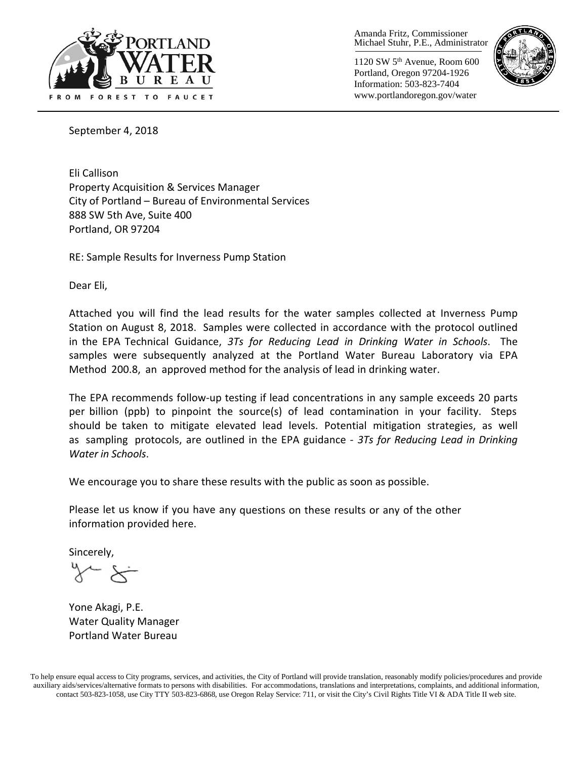PORTLAND WATER BUREAU

FROM FOREST TO FAUCET

Amanda Fritz, Commissioner
Michael Stuhr, P.E., Administrator

1120 SW 5th Avenue, Room 600
Portland, Oregon 97204-1926
Information: 503-823-7404
www.portlandoregon.gov/water

September 4, 2018

Eli Callison
Property Acquisition & Services Manager
City of Portland – Bureau of Environmental Services
888 SW 5th Ave, Suite 400
Portland, OR 97204

RE: Sample Results for Inverness Pump Station

Dear Eli,

Attached you will find the lead results for the water samples collected at Inverness Pump Station on August 8, 2018. Samples were collected in accordance with the protocol outlined in the EPA Technical Guidance, *3Ts for Reducing Lead in Drinking Water in Schools*. The samples were subsequently analyzed at the Portland Water Bureau Laboratory via EPA Method 200.8, an approved method for the analysis of lead in drinking water.

The EPA recommends follow-up testing if lead concentrations in any sample exceeds 20 parts per billion (ppb) to pinpoint the source(s) of lead contamination in your facility. Steps should be taken to mitigate elevated lead levels. Potential mitigation strategies, as well as sampling protocols, are outlined in the EPA guidance - *3Ts for Reducing Lead in Drinking Water in Schools*.

We encourage you to share these results with the public as soon as possible.

Please let us know if you have any questions on these results or any of the other information provided here.

Sincerely,

Yone Akagi, P.E.
Water Quality Manager
Portland Water Bureau

To help ensure equal access to City programs, services, and activities, the City of Portland will provide translation, reasonably modify policies/procedures and provide auxiliary aids/services/alternative formats to persons with disabilities. For accommodations, translations and interpretations, complaints, and additional information, contact 503-823-1058, use City TTY 503-823-6868, use Oregon Relay Service: 711, or visit the City's Civil Rights Title VI & ADA Title II web site.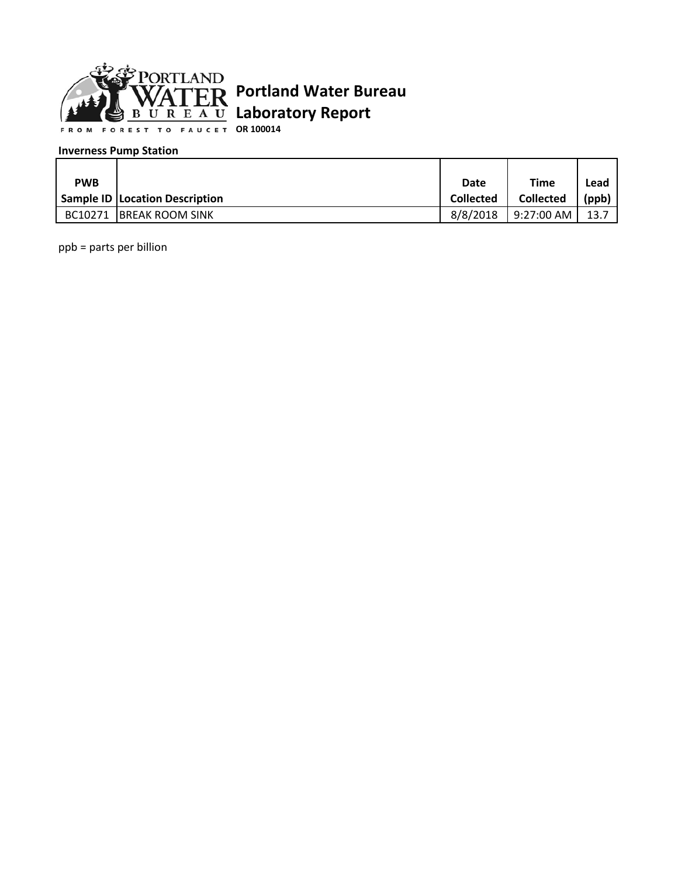PORTLAND WATER BUREAU

FROM FOREST TO FAUCET

# Portland Water Bureau Laboratory Report

**OR 100014**

**Inverness Pump Station**

| PWB Sample ID | Location Description | Date Collected | Time Collected | Lead (ppb) |
|---|---|---|---|---|
| BC10271 | BREAK ROOM SINK | 8/8/2018 | 9:27:00 AM | 13.7 |

ppb = parts per billion